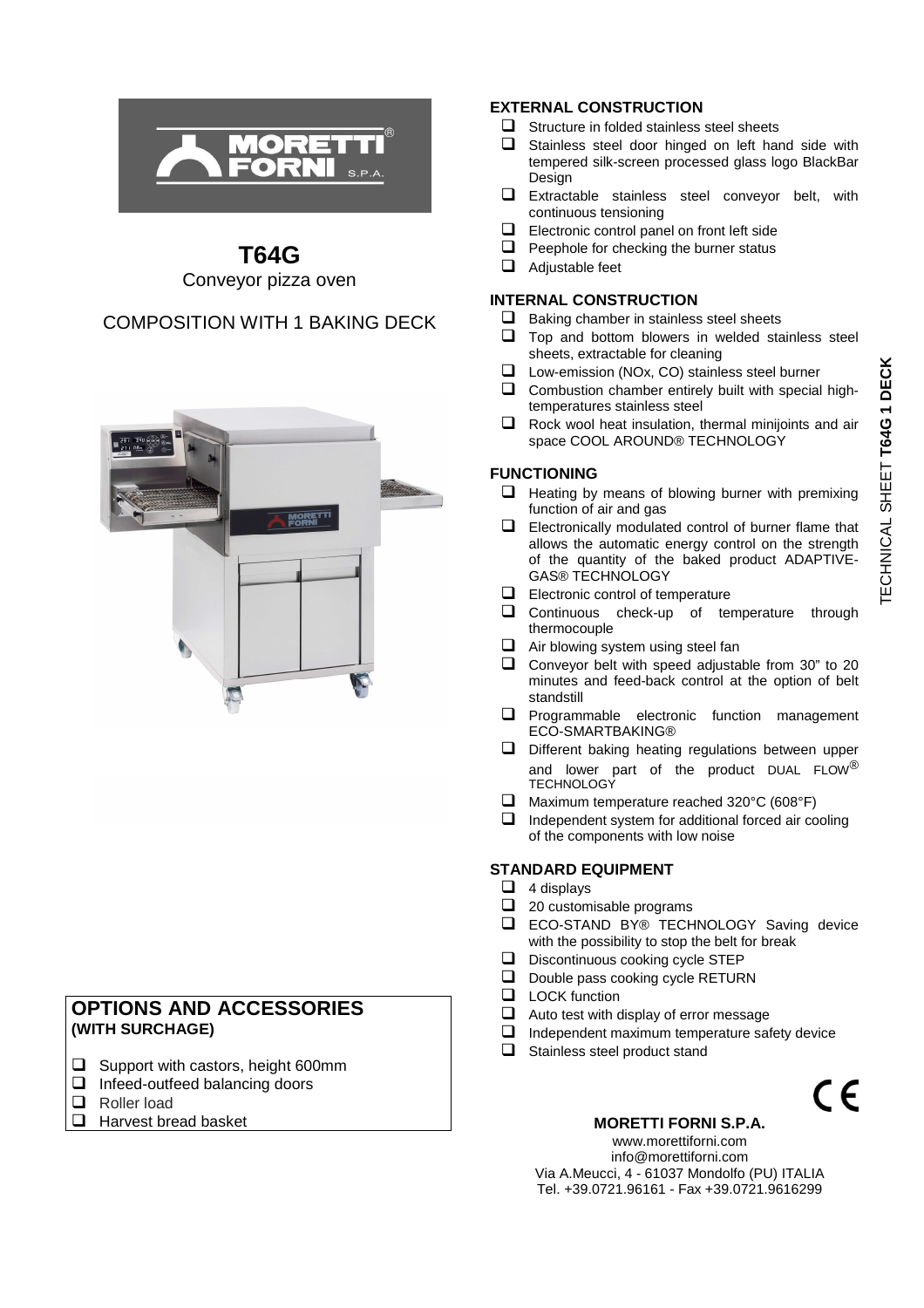# T64G

Conveyor pizza oven

COMPOSITION WITH 1 BAKING DECK

## OPTIONS AND ACCESSORIES (WITH SURCHAGE)

- ❑ Support with castors, height 600mm
- ❑ Infeed-outfeed balancing doors
- ❑ Roller load
- ❑ Harvest bread basket

## EXTERNAL CONSTRUCTION

- ❑ Structure in folded stainless steel sheets
- ❑ Stainless steel door hinged on left hand side with tempered silk-screen processed glass logo BlackBar Design
- ❑ Extractable stainless steel conveyor belt, with continuous tensioning
- ❑ Electronic control panel on front left side
- ❑ Peephole for checking the burner status
- ❑ Adjustable feet

## INTERNAL CONSTRUCTION

- ❑ Baking chamber in stainless steel sheets
- ❑ Top and bottom blowers in welded stainless steel sheets, extractable for cleaning
- ❑ Low-emission (NOx, CO) stainless steel burner
- ❑ Combustion chamber entirely built with special high-temperatures stainless steel
- ❑ Rock wool heat insulation, thermal minijoints and air space COOL AROUND® TECHNOLOGY

## FUNCTIONING

- ❑ Heating by means of blowing burner with premixing function of air and gas
- ❑ Electronically modulated control of burner flame that allows the automatic energy control on the strength of the quantity of the baked product ADAPTIVE-GAS® TECHNOLOGY
- ❑ Electronic control of temperature
- ❑ Continuous check-up of temperature through thermocouple
- ❑ Air blowing system using steel fan
- ❑ Conveyor belt with speed adjustable from 30" to 20 minutes and feed-back control at the option of belt standstill
- ❑ Programmable electronic function management ECO-SMARTBAKING®
- ❑ Different baking heating regulations between upper and lower part of the product DUAL FLOW® TECHNOLOGY
- ❑ Maximum temperature reached 320°C (608°F)
- ❑ Independent system for additional forced air cooling of the components with low noise

## STANDARD EQUIPMENT

- ❑ 4 displays
- ❑ 20 customisable programs
- ❑ ECO-STAND BY® TECHNOLOGY Saving device with the possibility to stop the belt for break
- ❑ Discontinuous cooking cycle STEP
- ❑ Double pass cooking cycle RETURN
- ❑ LOCK function
- ❑ Auto test with display of error message
- ❑ Independent maximum temperature safety device
- ❑ Stainless steel product stand

**MORETTI FORNI S.P.A.**

www.morettiforni.com
info@morettiforni.com
Via A.Meucci, 4 - 61037 Mondolfo (PU) ITALIA
Tel. +39.0721.96161 - Fax +39.0721.9616299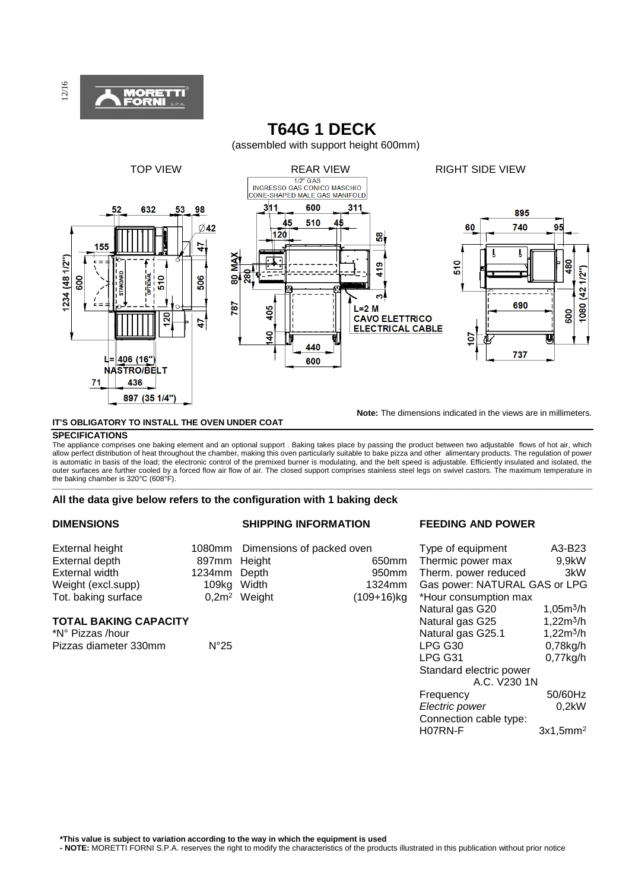# T64G 1 DECK

(assembled with support height 600mm)

TOP VIEW

REAR VIEW

RIGHT SIDE VIEW

1/2" GAS
INGRESSO GAS CONICO MASCHIO
CONE-SHAPED MALE GAS MANIFOLD

L=2 M
CAVO ELETTRICO
ELECTRICAL CABLE

L= 406 (16")
NASTRO/BELT

**Note:** The dimensions indicated in the views are in millimeters.

**IT'S OBLIGATORY TO INSTALL THE OVEN UNDER COAT**

**SPECIFICATIONS**

The appliance comprises one baking element and an optional support . Baking takes place by passing the product between two adjustable flows of hot air, which allow perfect distribution of heat throughout the chamber, making this oven particularly suitable to bake pizza and other alimentary products. The regulation of power is automatic in basis of the load; the electronic control of the premixed burner is modulating, and the belt speed is adjustable. Efficiently insulated and isolated, the outer surfaces are further cooled by a forced flow air flow of air. The closed support comprises stainless steel legs on swivel castors. The maximum temperature in the baking chamber is 320°C (608°F).

**All the data give below refers to the configuration with 1 baking deck**

### DIMENSIONS

| | |
|---|---|
| External height | 1080mm |
| External depth | 897mm |
| External width | 1234mm |
| Weight (excl.supp) | 109kg |
| Tot. baking surface | 0,2m² |

### TOTAL BAKING CAPACITY

*N° Pizzas /hour

| | |
|---|---|
| Pizzas diameter 330mm | N°25 |

### SHIPPING INFORMATION

Dimensions of packed oven

| | |
|---|---|
| Height | 650mm |
| Depth | 950mm |
| Width | 1324mm |
| Weight | (109+16)kg |

### FEEDING AND POWER

| | |
|---|---|
| Type of equipment | A3-B23 |
| Thermic power max | 9,9kW |
| Therm. power reduced | 3kW |
| Gas power: NATURAL GAS or LPG | |
| *Hour consumption max | |
| Natural gas G20 | 1,05m³/h |
| Natural gas G25 | 1,22m³/h |
| Natural gas G25.1 | 1,22m³/h |
| LPG G30 | 0,78kg/h |
| LPG G31 | 0,77kg/h |
| Standard electric power A.C. V230 1N | |
| Frequency | 50/60Hz |
| *Electric power* | 0,2kW |
| Connection cable type: H07RN-F | 3x1,5mm² |

**\*This value is subject to variation according to the way in which the equipment is used**

**- NOTE:** MORETTI FORNI S.P.A. reserves the right to modify the characteristics of the products illustrated in this publication without prior notice